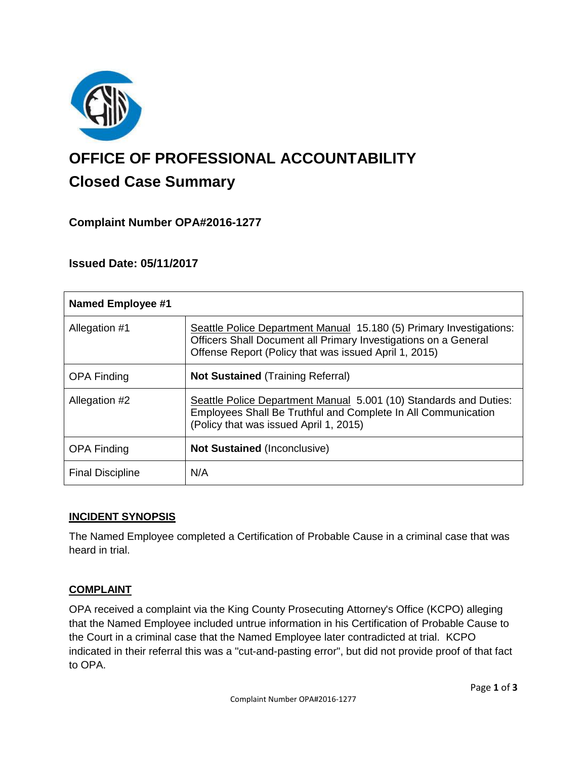# OFFICE OF PROFESSIONAL ACCOUNTABILITY

## Closed Case Summary

### Complaint Number OPA#2016-1277

### Issued Date: 05/11/2017

| Named Employee #1 | |
|---|---|
| Allegation #1 | Seattle Police Department Manual 15.180 (5) Primary Investigations: Officers Shall Document all Primary Investigations on a General Offense Report (Policy that was issued April 1, 2015) |
| OPA Finding | **Not Sustained** (Training Referral) |
| Allegation #2 | Seattle Police Department Manual 5.001 (10) Standards and Duties: Employees Shall Be Truthful and Complete In All Communication (Policy that was issued April 1, 2015) |
| OPA Finding | **Not Sustained** (Inconclusive) |
| Final Discipline | N/A |

### INCIDENT SYNOPSIS

The Named Employee completed a Certification of Probable Cause in a criminal case that was heard in trial.

### COMPLAINT

OPA received a complaint via the King County Prosecuting Attorney's Office (KCPO) alleging that the Named Employee included untrue information in his Certification of Probable Cause to the Court in a criminal case that the Named Employee later contradicted at trial. KCPO indicated in their referral this was a "cut-and-pasting error", but did not provide proof of that fact to OPA.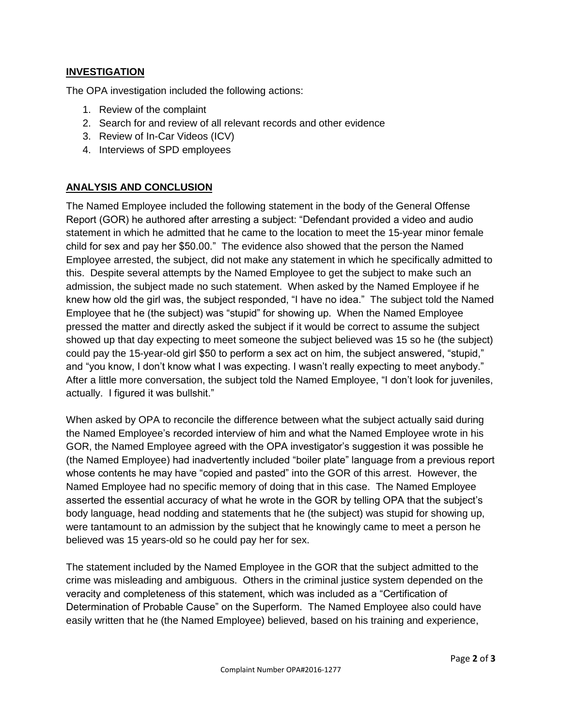## INVESTIGATION

The OPA investigation included the following actions:

1. Review of the complaint
2. Search for and review of all relevant records and other evidence
3. Review of In-Car Videos (ICV)
4. Interviews of SPD employees

## ANALYSIS AND CONCLUSION

The Named Employee included the following statement in the body of the General Offense Report (GOR) he authored after arresting a subject: "Defendant provided a video and audio statement in which he admitted that he came to the location to meet the 15-year minor female child for sex and pay her $50.00." The evidence also showed that the person the Named Employee arrested, the subject, did not make any statement in which he specifically admitted to this. Despite several attempts by the Named Employee to get the subject to make such an admission, the subject made no such statement. When asked by the Named Employee if he knew how old the girl was, the subject responded, "I have no idea." The subject told the Named Employee that he (the subject) was "stupid" for showing up. When the Named Employee pressed the matter and directly asked the subject if it would be correct to assume the subject showed up that day expecting to meet someone the subject believed was 15 so he (the subject) could pay the 15-year-old girl $50 to perform a sex act on him, the subject answered, "stupid," and "you know, I don't know what I was expecting. I wasn't really expecting to meet anybody." After a little more conversation, the subject told the Named Employee, "I don't look for juveniles, actually. I figured it was bullshit."

When asked by OPA to reconcile the difference between what the subject actually said during the Named Employee's recorded interview of him and what the Named Employee wrote in his GOR, the Named Employee agreed with the OPA investigator's suggestion it was possible he (the Named Employee) had inadvertently included "boiler plate" language from a previous report whose contents he may have "copied and pasted" into the GOR of this arrest. However, the Named Employee had no specific memory of doing that in this case. The Named Employee asserted the essential accuracy of what he wrote in the GOR by telling OPA that the subject's body language, head nodding and statements that he (the subject) was stupid for showing up, were tantamount to an admission by the subject that he knowingly came to meet a person he believed was 15 years-old so he could pay her for sex.

The statement included by the Named Employee in the GOR that the subject admitted to the crime was misleading and ambiguous. Others in the criminal justice system depended on the veracity and completeness of this statement, which was included as a "Certification of Determination of Probable Cause" on the Superform. The Named Employee also could have easily written that he (the Named Employee) believed, based on his training and experience,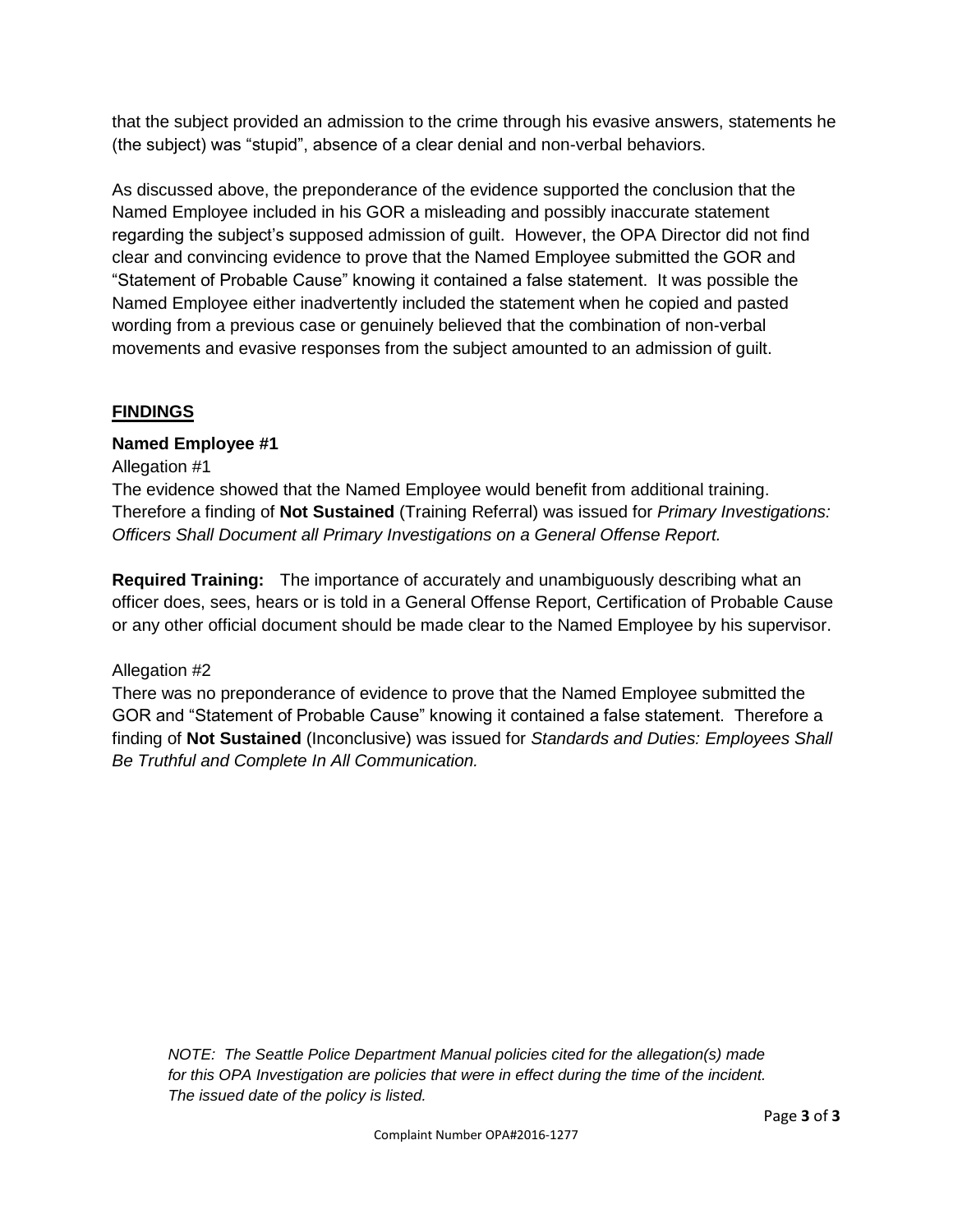that the subject provided an admission to the crime through his evasive answers, statements he (the subject) was "stupid", absence of a clear denial and non-verbal behaviors.

As discussed above, the preponderance of the evidence supported the conclusion that the Named Employee included in his GOR a misleading and possibly inaccurate statement regarding the subject's supposed admission of guilt. However, the OPA Director did not find clear and convincing evidence to prove that the Named Employee submitted the GOR and "Statement of Probable Cause" knowing it contained a false statement. It was possible the Named Employee either inadvertently included the statement when he copied and pasted wording from a previous case or genuinely believed that the combination of non-verbal movements and evasive responses from the subject amounted to an admission of guilt.

## FINDINGS

**Named Employee #1**

Allegation #1

The evidence showed that the Named Employee would benefit from additional training. Therefore a finding of **Not Sustained** (Training Referral) was issued for *Primary Investigations: Officers Shall Document all Primary Investigations on a General Offense Report.*

**Required Training:** The importance of accurately and unambiguously describing what an officer does, sees, hears or is told in a General Offense Report, Certification of Probable Cause or any other official document should be made clear to the Named Employee by his supervisor.

Allegation #2

There was no preponderance of evidence to prove that the Named Employee submitted the GOR and "Statement of Probable Cause" knowing it contained a false statement. Therefore a finding of **Not Sustained** (Inconclusive) was issued for *Standards and Duties: Employees Shall Be Truthful and Complete In All Communication.*

*NOTE: The Seattle Police Department Manual policies cited for the allegation(s) made for this OPA Investigation are policies that were in effect during the time of the incident. The issued date of the policy is listed.*

Complaint Number OPA#2016-1277